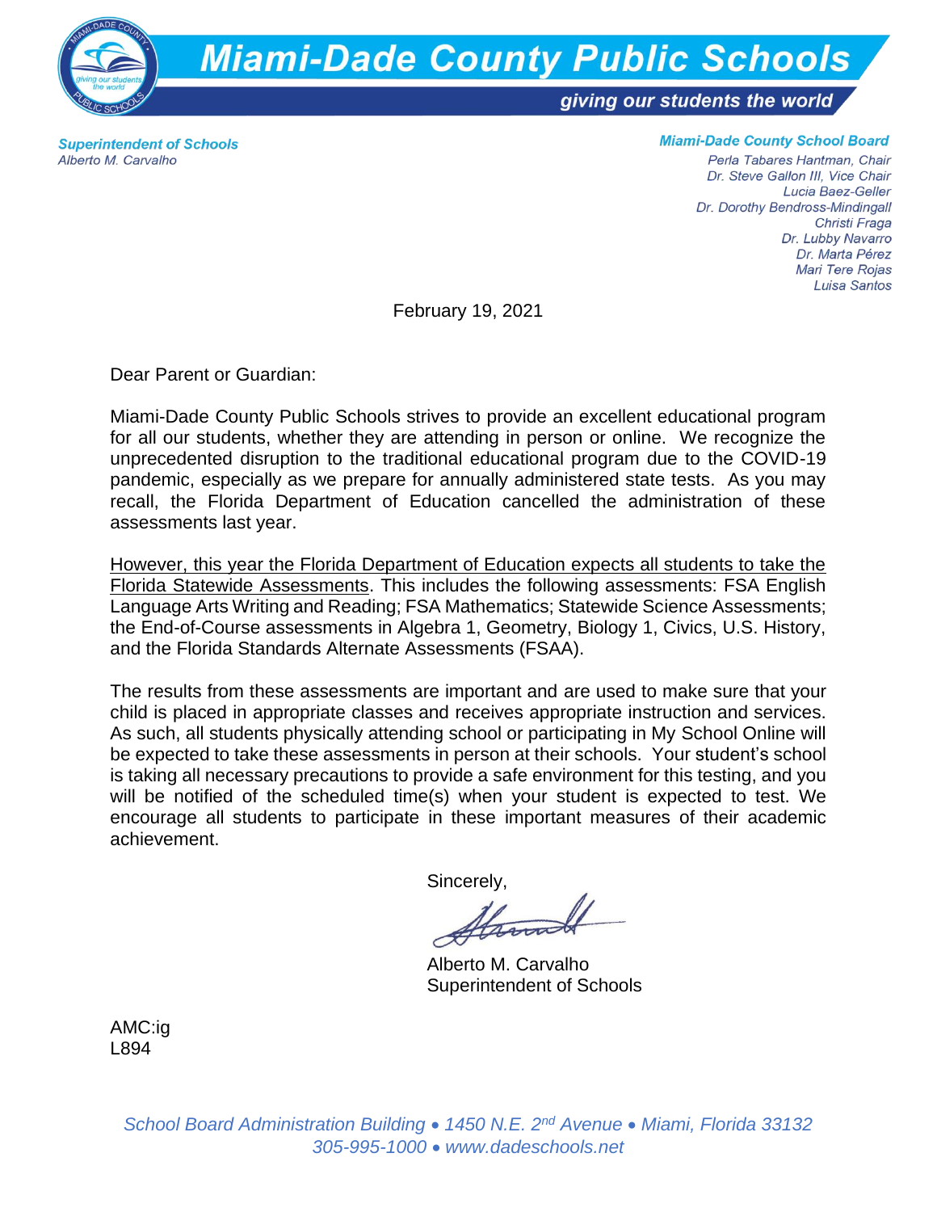# Miami-Dade County Public Schools

*giving our students the world*

**Superintendent of Schools**
*Alberto M. Carvalho*

**Miami-Dade County School Board**
*Perla Tabares Hantman, Chair*
*Dr. Steve Gallon III, Vice Chair*
*Lucia Baez-Geller*
*Dr. Dorothy Bendross-Mindingall*
*Christi Fraga*
*Dr. Lubby Navarro*
*Dr. Marta Pérez*
*Mari Tere Rojas*
*Luisa Santos*

February 19, 2021

Dear Parent or Guardian:

Miami-Dade County Public Schools strives to provide an excellent educational program for all our students, whether they are attending in person or online. We recognize the unprecedented disruption to the traditional educational program due to the COVID-19 pandemic, especially as we prepare for annually administered state tests. As you may recall, the Florida Department of Education cancelled the administration of these assessments last year.

<u>However, this year the Florida Department of Education expects all students to take the Florida Statewide Assessments</u>. This includes the following assessments: FSA English Language Arts Writing and Reading; FSA Mathematics; Statewide Science Assessments; the End-of-Course assessments in Algebra 1, Geometry, Biology 1, Civics, U.S. History, and the Florida Standards Alternate Assessments (FSAA).

The results from these assessments are important and are used to make sure that your child is placed in appropriate classes and receives appropriate instruction and services. As such, all students physically attending school or participating in My School Online will be expected to take these assessments in person at their schools. Your student's school is taking all necessary precautions to provide a safe environment for this testing, and you will be notified of the scheduled time(s) when your student is expected to test. We encourage all students to participate in these important measures of their academic achievement.

Sincerely,

Alberto M. Carvalho
Superintendent of Schools

AMC:ig
L894

*School Board Administration Building • 1450 N.E. 2nd Avenue • Miami, Florida 33132*
*305-995-1000 • www.dadeschools.net*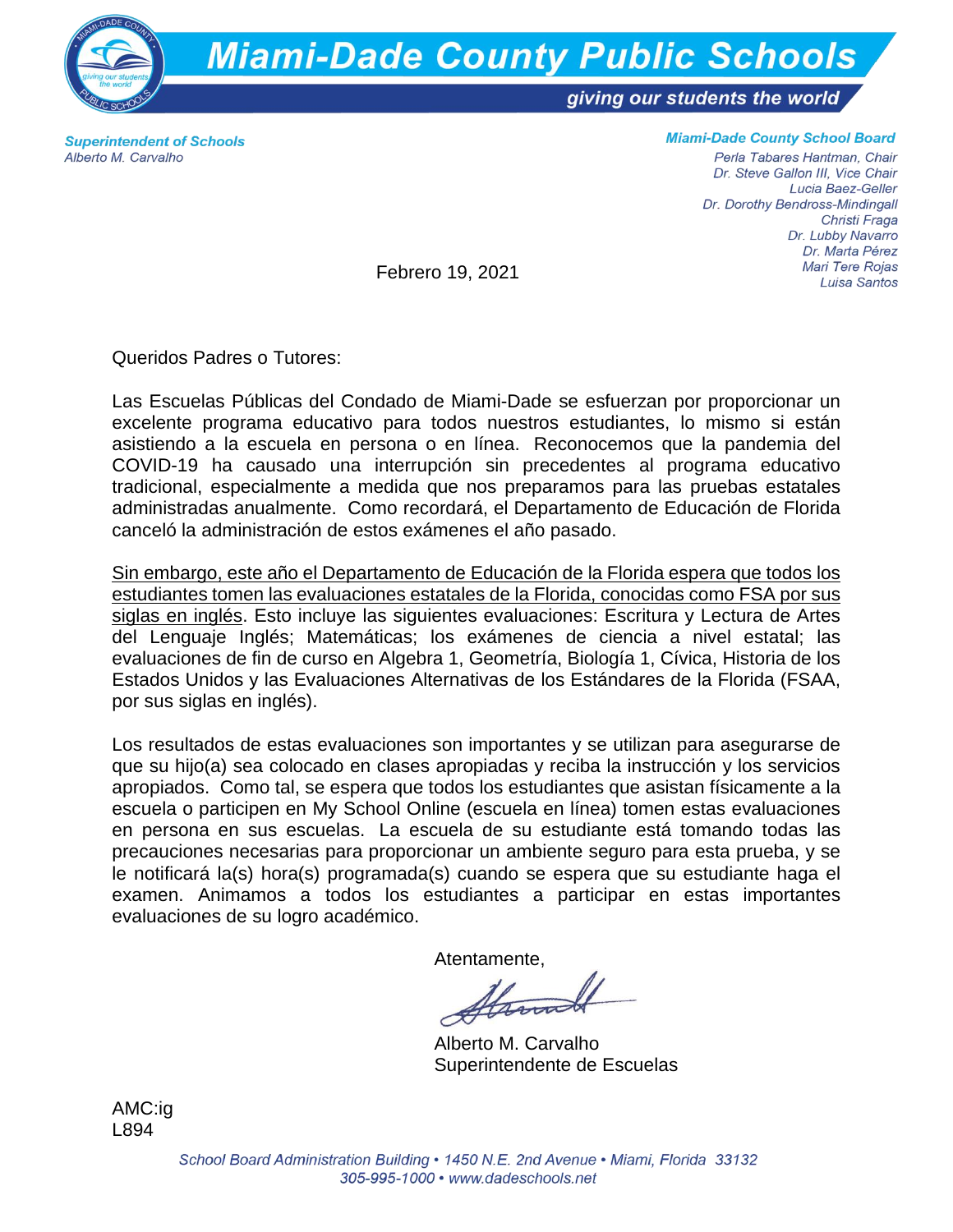# Miami-Dade County Public Schools

*giving our students the world*

***Superintendent of Schools***
*Alberto M. Carvalho*

***Miami-Dade County School Board***
*Perla Tabares Hantman, Chair*
*Dr. Steve Gallon III, Vice Chair*
*Lucia Baez-Geller*
*Dr. Dorothy Bendross-Mindingall*
*Christi Fraga*
*Dr. Lubby Navarro*
*Dr. Marta Pérez*
*Mari Tere Rojas*
*Luisa Santos*

Febrero 19, 2021

Queridos Padres o Tutores:

Las Escuelas Públicas del Condado de Miami-Dade se esfuerzan por proporcionar un excelente programa educativo para todos nuestros estudiantes, lo mismo si están asistiendo a la escuela en persona o en línea. Reconocemos que la pandemia del COVID-19 ha causado una interrupción sin precedentes al programa educativo tradicional, especialmente a medida que nos preparamos para las pruebas estatales administradas anualmente. Como recordará, el Departamento de Educación de Florida canceló la administración de estos exámenes el año pasado.

<u>Sin embargo, este año el Departamento de Educación de la Florida espera que todos los estudiantes tomen las evaluaciones estatales de la Florida, conocidas como FSA por sus siglas en inglés</u>. Esto incluye las siguientes evaluaciones: Escritura y Lectura de Artes del Lenguaje Inglés; Matemáticas; los exámenes de ciencia a nivel estatal; las evaluaciones de fin de curso en Algebra 1, Geometría, Biología 1, Cívica, Historia de los Estados Unidos y las Evaluaciones Alternativas de los Estándares de la Florida (FSAA, por sus siglas en inglés).

Los resultados de estas evaluaciones son importantes y se utilizan para asegurarse de que su hijo(a) sea colocado en clases apropiadas y reciba la instrucción y los servicios apropiados. Como tal, se espera que todos los estudiantes que asistan físicamente a la escuela o participen en My School Online (escuela en línea) tomen estas evaluaciones en persona en sus escuelas. La escuela de su estudiante está tomando todas las precauciones necesarias para proporcionar un ambiente seguro para esta prueba, y se le notificará la(s) hora(s) programada(s) cuando se espera que su estudiante haga el examen. Animamos a todos los estudiantes a participar en estas importantes evaluaciones de su logro académico.

Atentamente,

Alberto M. Carvalho
Superintendente de Escuelas

AMC:ig
L894

*School Board Administration Building • 1450 N.E. 2nd Avenue • Miami, Florida 33132*
*305-995-1000 • www.dadeschools.net*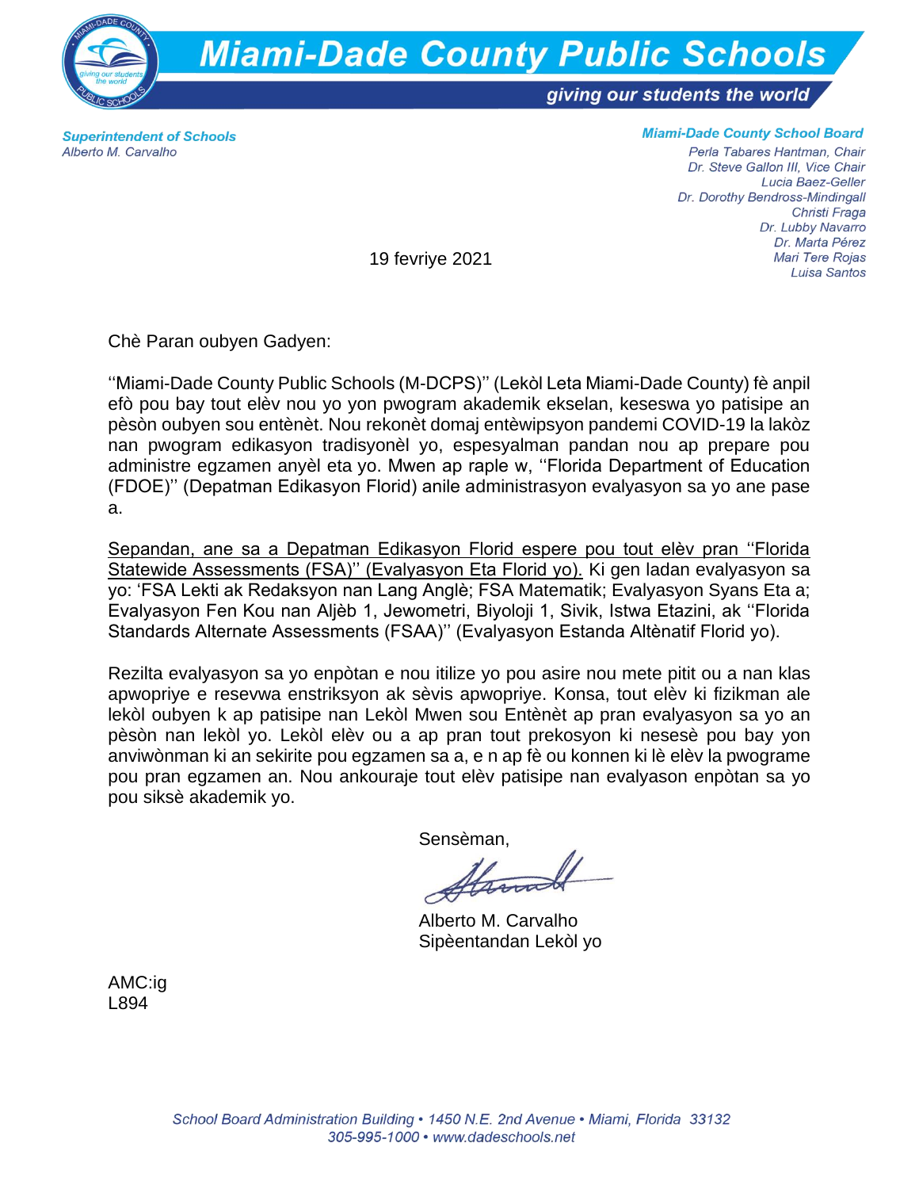# Miami-Dade County Public Schools

*giving our students the world*

**Superintendent of Schools**
Alberto M. Carvalho

**Miami-Dade County School Board**
Perla Tabares Hantman, Chair
Dr. Steve Gallon III, Vice Chair
Lucia Baez-Geller
Dr. Dorothy Bendross-Mindingall
Christi Fraga
Dr. Lubby Navarro
Dr. Marta Pérez
Mari Tere Rojas
Luisa Santos

19 fevriye 2021

Chè Paran oubyen Gadyen:

''Miami-Dade County Public Schools (M-DCPS)'' (Lekòl Leta Miami-Dade County) fè anpil efò pou bay tout elèv nou yo yon pwogram akademik ekselan, keseswa yo patisipe an pèsòn oubyen sou entènèt. Nou rekonèt domaj entèwipsyon pandemi COVID-19 la lakòz nan pwogram edikasyon tradisyonèl yo, espesyalman pandan nou ap prepare pou administre egzamen anyèl eta yo. Mwen ap raple w, ''Florida Department of Education (FDOE)'' (Depatman Edikasyon Florid) anile administrasyon evalyasyon sa yo ane pase a.

Sepandan, ane sa a Depatman Edikasyon Florid espere pou tout elèv pran ''Florida Statewide Assessments (FSA)'' (Evalyasyon Eta Florid yo). Ki gen ladan evalyasyon sa yo: 'FSA Lekti ak Redaksyon nan Lang Anglè; FSA Matematik; Evalyasyon Syans Eta a; Evalyasyon Fen Kou nan Aljèb 1, Jewometri, Biyoloji 1, Sivik, Istwa Etazini, ak ''Florida Standards Alternate Assessments (FSAA)'' (Evalyasyon Estanda Altènatif Florid yo).

Rezilta evalyasyon sa yo enpòtan e nou itilize yo pou asire nou mete pitit ou a nan klas apwopriye e resevwa enstriksyon ak sèvis apwopriye. Konsa, tout elèv ki fizikman ale lekòl oubyen k ap patisipe nan Lekòl Mwen sou Entènèt ap pran evalyasyon sa yo an pèsòn nan lekòl yo. Lekòl elèv ou a ap pran tout prekosyon ki nesesè pou bay yon anviwònman ki an sekirite pou egzamen sa a, e n ap fè ou konnen ki lè elèv la pwograme pou pran egzamen an. Nou ankouraje tout elèv patisipe nan evalyason enpòtan sa yo pou siksè akademik yo.

Sensèman,

Alberto M. Carvalho
Sipèentandan Lekòl yo

AMC:ig
L894

School Board Administration Building • 1450 N.E. 2nd Avenue • Miami, Florida 33132
305-995-1000 • www.dadeschools.net